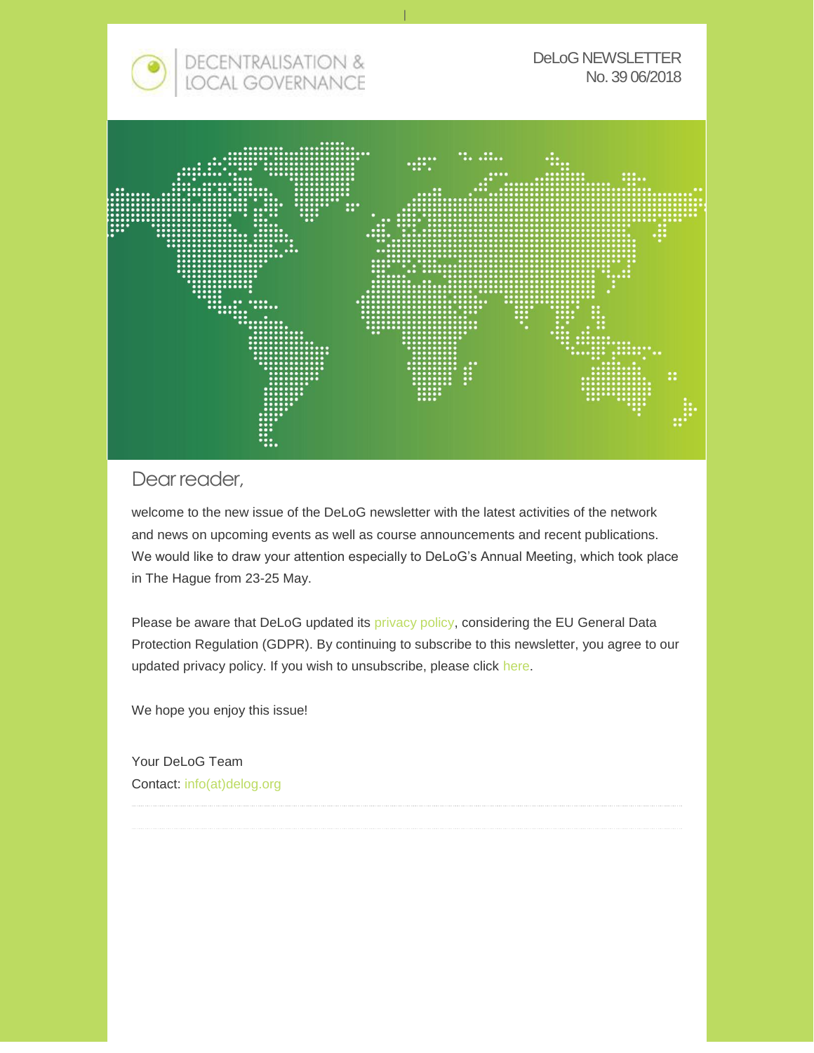DECENTRALISATION & LOCAL GOVERNANCE

DeLoG NEWSLETTER
No. 39 06/2018

# Dear reader,

welcome to the new issue of the DeLoG newsletter with the latest activities of the network and news on upcoming events as well as course announcements and recent publications. We would like to draw your attention especially to DeLoG's Annual Meeting, which took place in The Hague from 23-25 May.

Please be aware that DeLoG updated its privacy policy, considering the EU General Data Protection Regulation (GDPR). By continuing to subscribe to this newsletter, you agree to our updated privacy policy. If you wish to unsubscribe, please click here.

We hope you enjoy this issue!

Your DeLoG Team
Contact: info(at)delog.org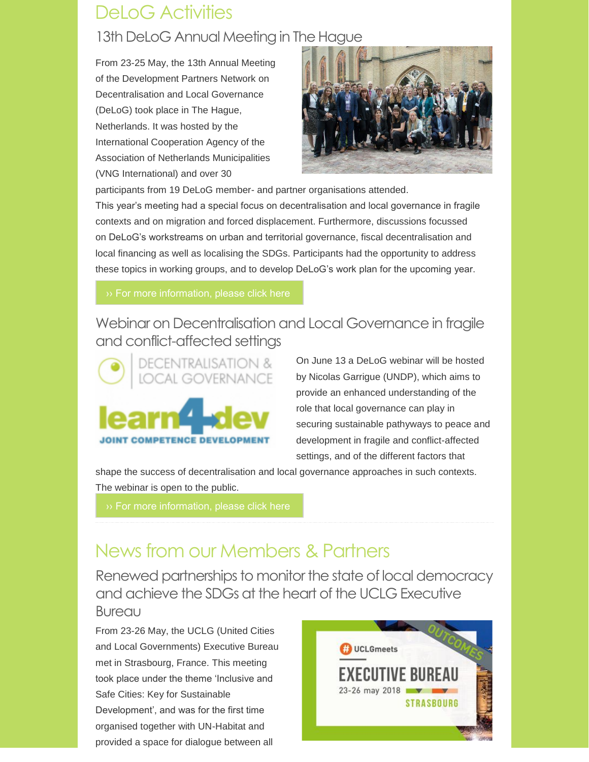# DeLoG Activities

## 13th DeLoG Annual Meeting in The Hague

From 23-25 May, the 13th Annual Meeting of the Development Partners Network on Decentralisation and Local Governance (DeLoG) took place in The Hague, Netherlands. It was hosted by the International Cooperation Agency of the Association of Netherlands Municipalities (VNG International) and over 30 participants from 19 DeLoG member- and partner organisations attended.

This year's meeting had a special focus on decentralisation and local governance in fragile contexts and on migration and forced displacement. Furthermore, discussions focussed on DeLoG's workstreams on urban and territorial governance, fiscal decentralisation and local financing as well as localising the SDGs. Participants had the opportunity to address these topics in working groups, and to develop DeLoG's work plan for the upcoming year.

›› For more information, please click here

## Webinar on Decentralisation and Local Governance in fragile and conflict-affected settings

On June 13 a DeLoG webinar will be hosted by Nicolas Garrigue (UNDP), which aims to provide an enhanced understanding of the role that local governance can play in securing sustainable pathways to peace and development in fragile and conflict-affected settings, and of the different factors that shape the success of decentralisation and local governance approaches in such contexts. The webinar is open to the public.

›› For more information, please click here

# News from our Members & Partners

## Renewed partnerships to monitor the state of local democracy and achieve the SDGs at the heart of the UCLG Executive Bureau

From 23-26 May, the UCLG (United Cities and Local Governments) Executive Bureau met in Strasbourg, France. This meeting took place under the theme 'Inclusive and Safe Cities: Key for Sustainable Development', and was for the first time organised together with UN-Habitat and provided a space for dialogue between all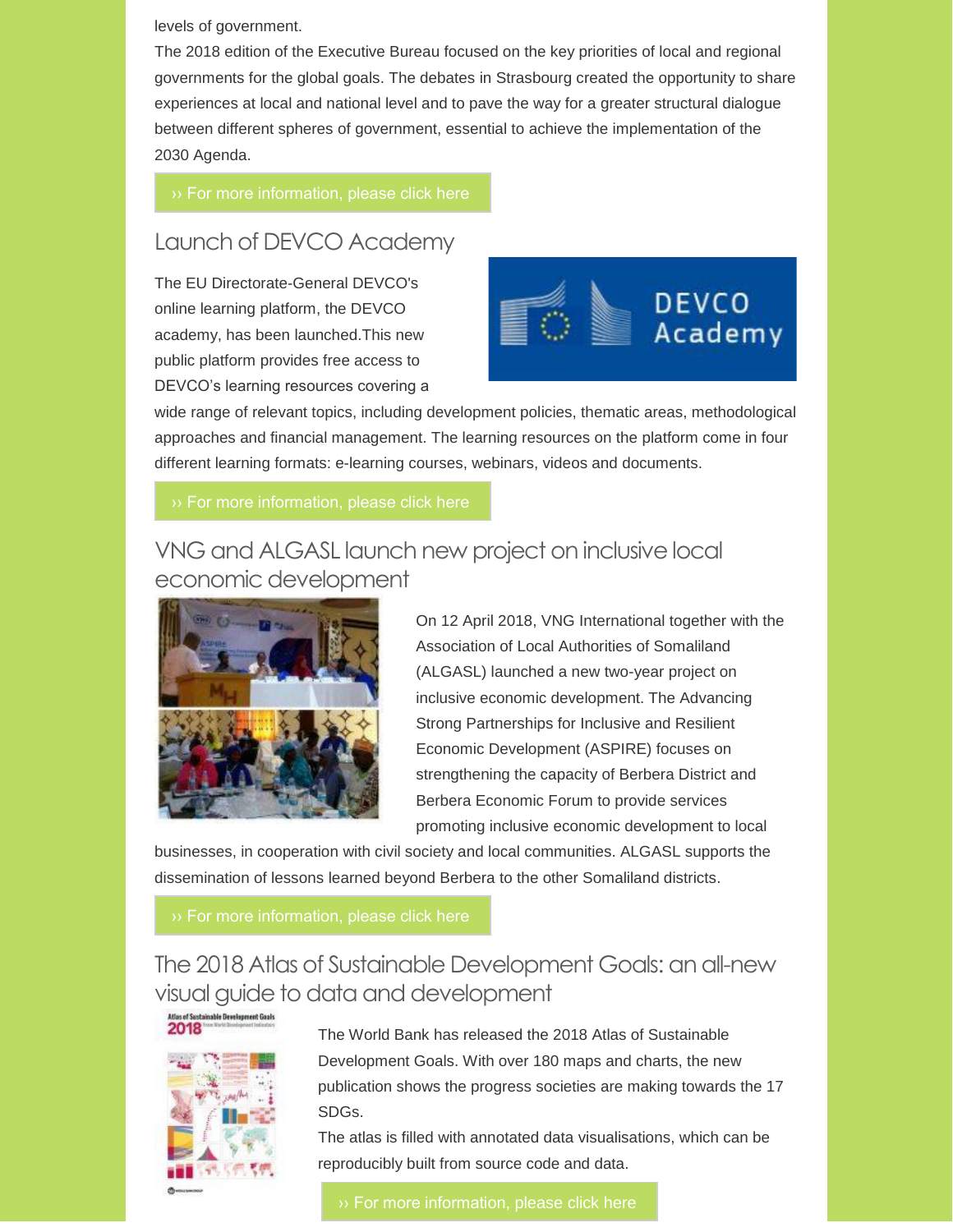levels of government.

The 2018 edition of the Executive Bureau focused on the key priorities of local and regional governments for the global goals. The debates in Strasbourg created the opportunity to share experiences at local and national level and to pave the way for a greater structural dialogue between different spheres of government, essential to achieve the implementation of the 2030 Agenda.

›› For more information, please click here

## Launch of DEVCO Academy

The EU Directorate-General DEVCO's online learning platform, the DEVCO academy, has been launched.This new public platform provides free access to DEVCO's learning resources covering a wide range of relevant topics, including development policies, thematic areas, methodological approaches and financial management. The learning resources on the platform come in four different learning formats: e-learning courses, webinars, videos and documents.

›› For more information, please click here

## VNG and ALGASL launch new project on inclusive local economic development

On 12 April 2018, VNG International together with the Association of Local Authorities of Somaliland (ALGASL) launched a new two-year project on inclusive economic development. The Advancing Strong Partnerships for Inclusive and Resilient Economic Development (ASPIRE) focuses on strengthening the capacity of Berbera District and Berbera Economic Forum to provide services promoting inclusive economic development to local businesses, in cooperation with civil society and local communities. ALGASL supports the dissemination of lessons learned beyond Berbera to the other Somaliland districts.

›› For more information, please click here

## The 2018 Atlas of Sustainable Development Goals: an all-new visual guide to data and development

The World Bank has released the 2018 Atlas of Sustainable Development Goals. With over 180 maps and charts, the new publication shows the progress societies are making towards the 17 SDGs.

The atlas is filled with annotated data visualisations, which can be reproducibly built from source code and data.

›› For more information, please click here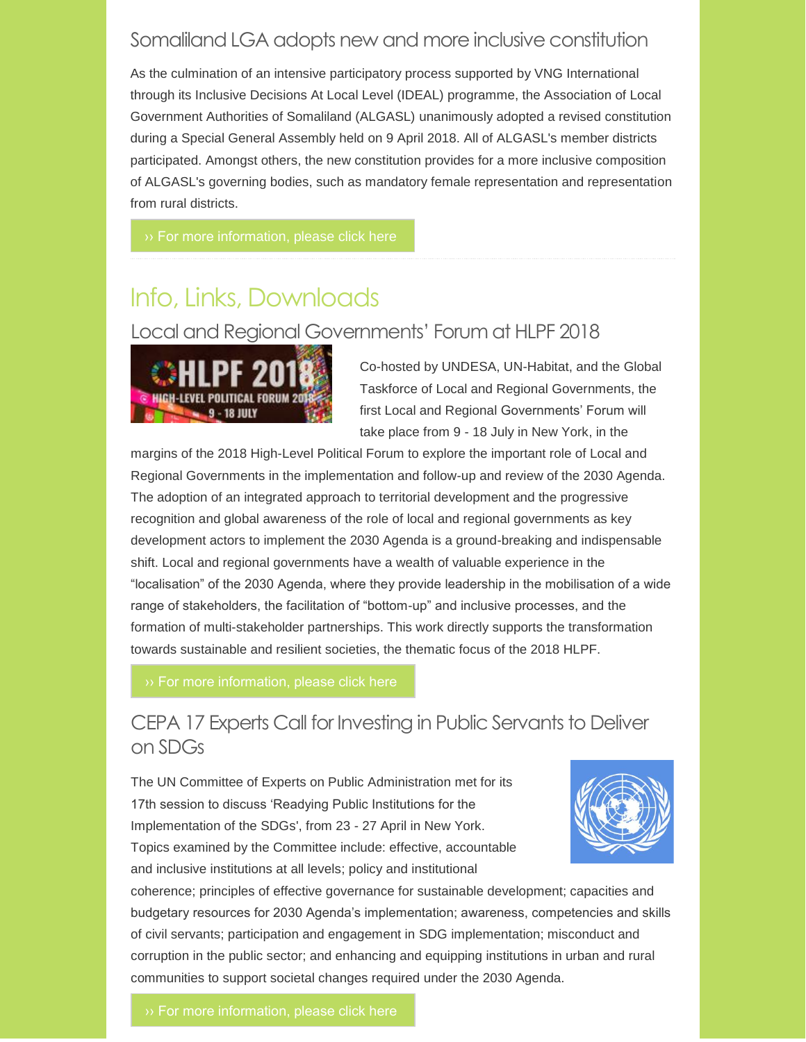## Somaliland LGA adopts new and more inclusive constitution

As the culmination of an intensive participatory process supported by VNG International through its Inclusive Decisions At Local Level (IDEAL) programme, the Association of Local Government Authorities of Somaliland (ALGASL) unanimously adopted a revised constitution during a Special General Assembly held on 9 April 2018. All of ALGASL's member districts participated. Amongst others, the new constitution provides for a more inclusive composition of ALGASL's governing bodies, such as mandatory female representation and representation from rural districts.

›› For more information, please click here

---

# Info, Links, Downloads

## Local and Regional Governments' Forum at HLPF 2018

Co-hosted by UNDESA, UN-Habitat, and the Global Taskforce of Local and Regional Governments, the first Local and Regional Governments' Forum will take place from 9 - 18 July in New York, in the margins of the 2018 High-Level Political Forum to explore the important role of Local and Regional Governments in the implementation and follow-up and review of the 2030 Agenda. The adoption of an integrated approach to territorial development and the progressive recognition and global awareness of the role of local and regional governments as key development actors to implement the 2030 Agenda is a ground-breaking and indispensable shift. Local and regional governments have a wealth of valuable experience in the "localisation" of the 2030 Agenda, where they provide leadership in the mobilisation of a wide range of stakeholders, the facilitation of "bottom-up" and inclusive processes, and the formation of multi-stakeholder partnerships. This work directly supports the transformation towards sustainable and resilient societies, the thematic focus of the 2018 HLPF.

›› For more information, please click here

## CEPA 17 Experts Call for Investing in Public Servants to Deliver on SDGs

The UN Committee of Experts on Public Administration met for its 17th session to discuss 'Readying Public Institutions for the Implementation of the SDGs', from 23 - 27 April in New York. Topics examined by the Committee include: effective, accountable and inclusive institutions at all levels; policy and institutional coherence; principles of effective governance for sustainable development; capacities and budgetary resources for 2030 Agenda's implementation; awareness, competencies and skills of civil servants; participation and engagement in SDG implementation; misconduct and corruption in the public sector; and enhancing and equipping institutions in urban and rural communities to support societal changes required under the 2030 Agenda.

›› For more information, please click here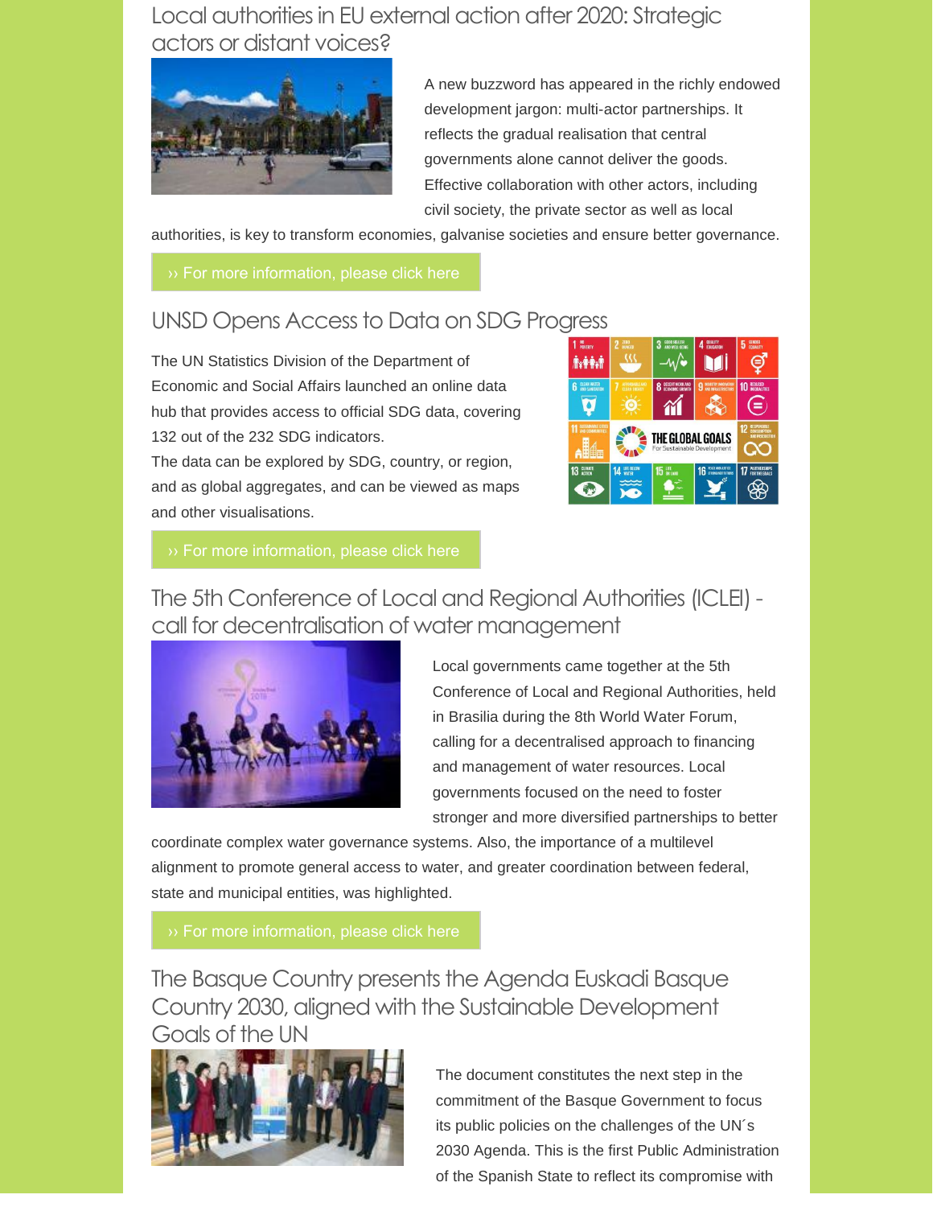## Local authorities in EU external action after 2020: Strategic actors or distant voices?

A new buzzword has appeared in the richly endowed development jargon: multi-actor partnerships. It reflects the gradual realisation that central governments alone cannot deliver the goods. Effective collaboration with other actors, including civil society, the private sector as well as local authorities, is key to transform economies, galvanise societies and ensure better governance.

›› For more information, please click here

## UNSD Opens Access to Data on SDG Progress

The UN Statistics Division of the Department of Economic and Social Affairs launched an online data hub that provides access to official SDG data, covering 132 out of the 232 SDG indicators.
The data can be explored by SDG, country, or region, and as global aggregates, and can be viewed as maps and other visualisations.

›› For more information, please click here

## The 5th Conference of Local and Regional Authorities (ICLEI) - call for decentralisation of water management

Local governments came together at the 5th Conference of Local and Regional Authorities, held in Brasilia during the 8th World Water Forum, calling for a decentralised approach to financing and management of water resources. Local governments focused on the need to foster stronger and more diversified partnerships to better coordinate complex water governance systems. Also, the importance of a multilevel alignment to promote general access to water, and greater coordination between federal, state and municipal entities, was highlighted.

›› For more information, please click here

## The Basque Country presents the Agenda Euskadi Basque Country 2030, aligned with the Sustainable Development Goals of the UN

The document constitutes the next step in the commitment of the Basque Government to focus its public policies on the challenges of the UN´s 2030 Agenda. This is the first Public Administration of the Spanish State to reflect its compromise with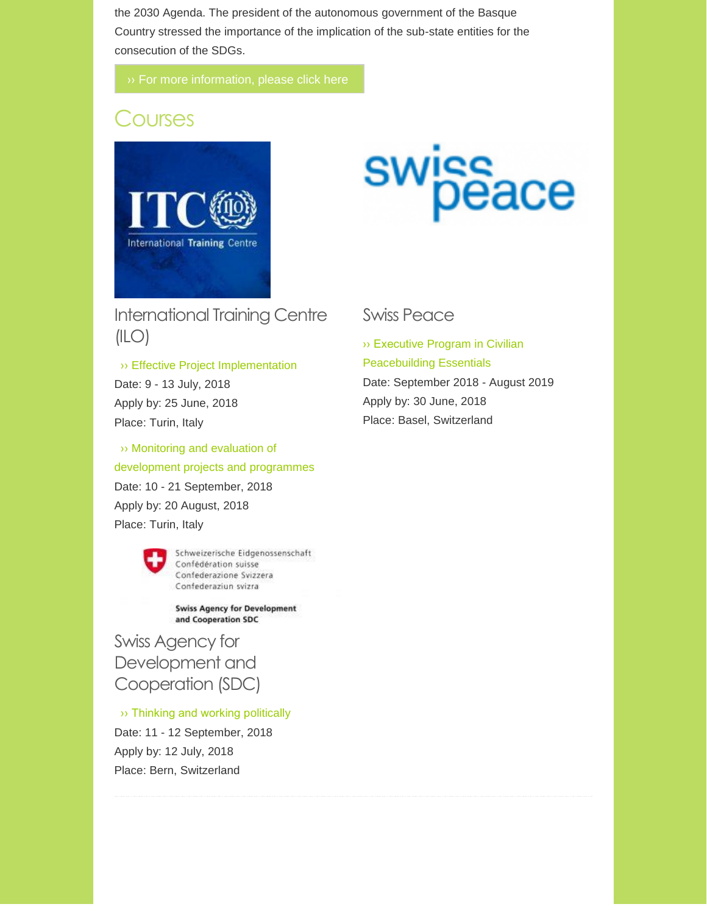the 2030 Agenda. The president of the autonomous government of the Basque Country stressed the importance of the implication of the sub-state entities for the consecution of the SDGs.

›› For more information, please click here

## Courses

### International Training Centre (ILO)

›› Effective Project Implementation

Date: 9 - 13 July, 2018

Apply by: 25 June, 2018

Place: Turin, Italy

›› Monitoring and evaluation of development projects and programmes

Date: 10 - 21 September, 2018

Apply by: 20 August, 2018

Place: Turin, Italy

### Swiss Agency for Development and Cooperation (SDC)

›› Thinking and working politically

Date: 11 - 12 September, 2018

Apply by: 12 July, 2018

Place: Bern, Switzerland

### Swiss Peace

›› Executive Program in Civilian Peacebuilding Essentials

Date: September 2018 - August 2019

Apply by: 30 June, 2018

Place: Basel, Switzerland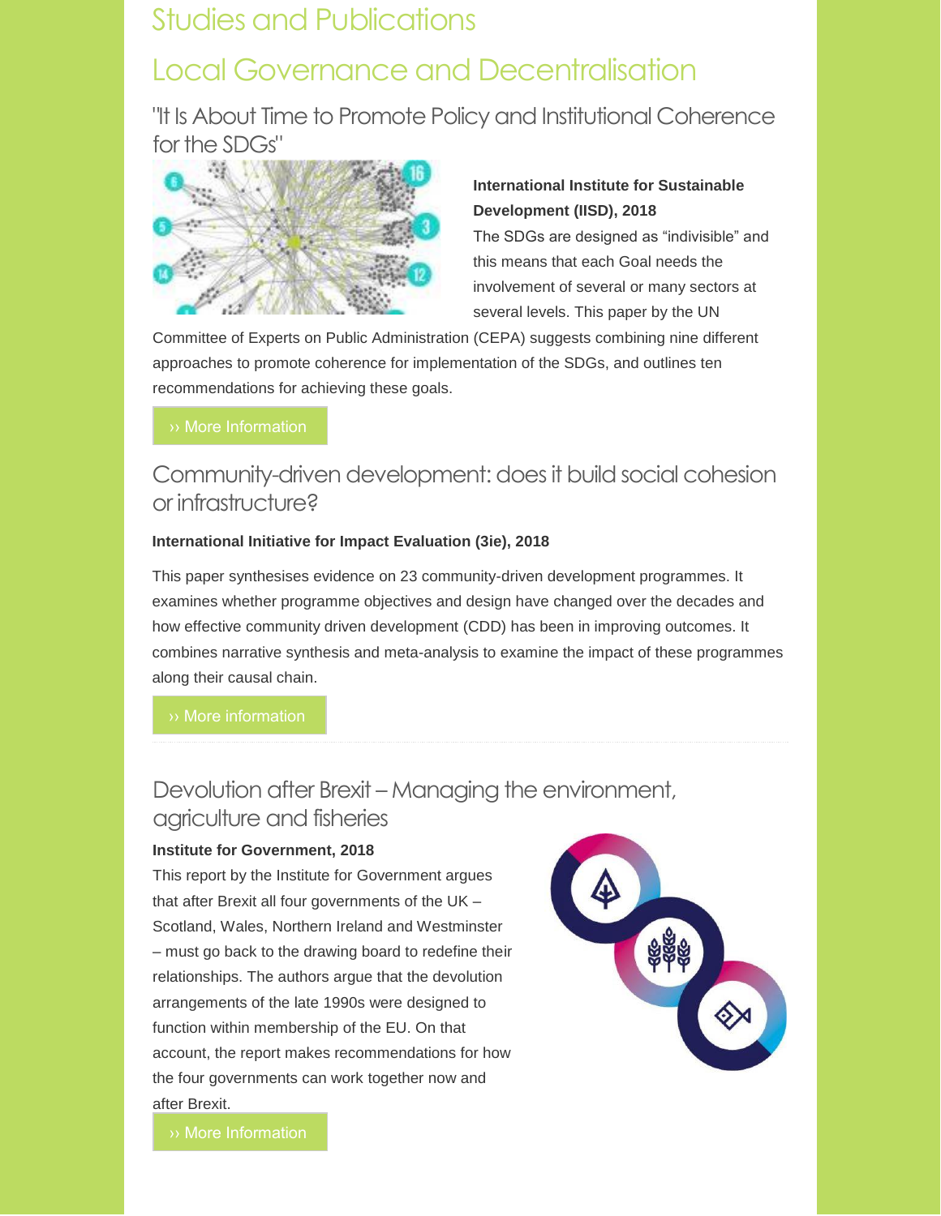# Studies and Publications

## Local Governance and Decentralisation

### "It Is About Time to Promote Policy and Institutional Coherence for the SDGs"

**International Institute for Sustainable Development (IISD), 2018**

The SDGs are designed as "indivisible" and this means that each Goal needs the involvement of several or many sectors at several levels. This paper by the UN Committee of Experts on Public Administration (CEPA) suggests combining nine different approaches to promote coherence for implementation of the SDGs, and outlines ten recommendations for achieving these goals.

›› More Information

### Community-driven development: does it build social cohesion or infrastructure?

**International Initiative for Impact Evaluation (3ie), 2018**

This paper synthesises evidence on 23 community-driven development programmes. It examines whether programme objectives and design have changed over the decades and how effective community driven development (CDD) has been in improving outcomes. It combines narrative synthesis and meta-analysis to examine the impact of these programmes along their causal chain.

›› More information

### Devolution after Brexit – Managing the environment, agriculture and fisheries

**Institute for Government, 2018**

This report by the Institute for Government argues that after Brexit all four governments of the UK – Scotland, Wales, Northern Ireland and Westminster – must go back to the drawing board to redefine their relationships. The authors argue that the devolution arrangements of the late 1990s were designed to function within membership of the EU. On that account, the report makes recommendations for how the four governments can work together now and after Brexit.

›› More Information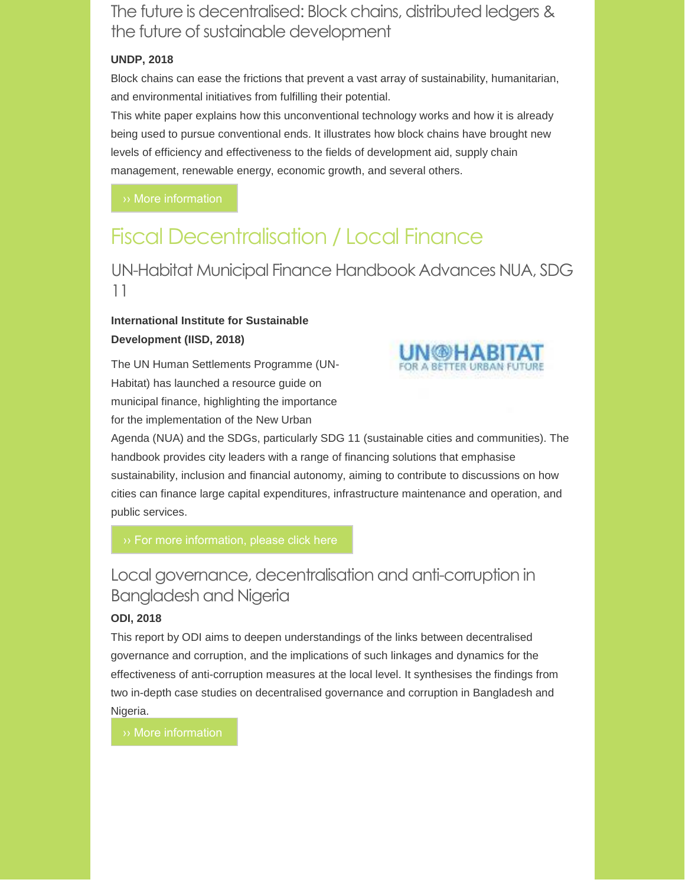### The future is decentralised: Block chains, distributed ledgers & the future of sustainable development

**UNDP, 2018**

Block chains can ease the frictions that prevent a vast array of sustainability, humanitarian, and environmental initiatives from fulfilling their potential.

This white paper explains how this unconventional technology works and how it is already being used to pursue conventional ends. It illustrates how block chains have brought new levels of efficiency and effectiveness to the fields of development aid, supply chain management, renewable energy, economic growth, and several others.

›› More information

## Fiscal Decentralisation / Local Finance

### UN-Habitat Municipal Finance Handbook Advances NUA, SDG 11

**International Institute for Sustainable Development (IISD, 2018)**

The UN Human Settlements Programme (UN-Habitat) has launched a resource guide on municipal finance, highlighting the importance for the implementation of the New Urban Agenda (NUA) and the SDGs, particularly SDG 11 (sustainable cities and communities). The handbook provides city leaders with a range of financing solutions that emphasise sustainability, inclusion and financial autonomy, aiming to contribute to discussions on how cities can finance large capital expenditures, infrastructure maintenance and operation, and public services.

›› For more information, please click here

### Local governance, decentralisation and anti-corruption in Bangladesh and Nigeria

**ODI, 2018**

This report by ODI aims to deepen understandings of the links between decentralised governance and corruption, and the implications of such linkages and dynamics for the effectiveness of anti-corruption measures at the local level. It synthesises the findings from two in-depth case studies on decentralised governance and corruption in Bangladesh and Nigeria.

›› More information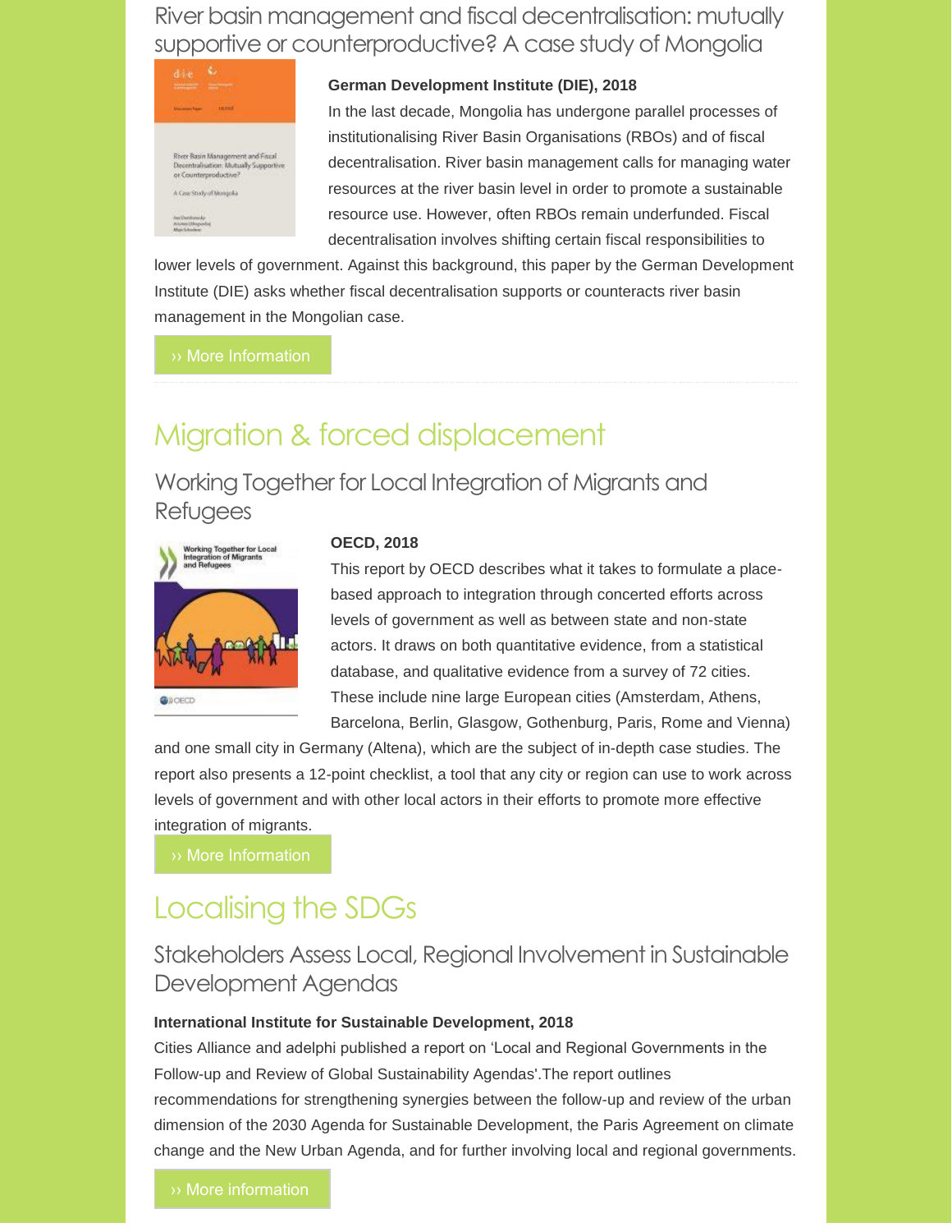### River basin management and fiscal decentralisation: mutually supportive or counterproductive? A case study of Mongolia

**German Development Institute (DIE), 2018**

In the last decade, Mongolia has undergone parallel processes of institutionalising River Basin Organisations (RBOs) and of fiscal decentralisation. River basin management calls for managing water resources at the river basin level in order to promote a sustainable resource use. However, often RBOs remain underfunded. Fiscal decentralisation involves shifting certain fiscal responsibilities to lower levels of government. Against this background, this paper by the German Development Institute (DIE) asks whether fiscal decentralisation supports or counteracts river basin management in the Mongolian case.

›› More Information

## Migration & forced displacement

### Working Together for Local Integration of Migrants and Refugees

**OECD, 2018**

This report by OECD describes what it takes to formulate a place-based approach to integration through concerted efforts across levels of government as well as between state and non-state actors. It draws on both quantitative evidence, from a statistical database, and qualitative evidence from a survey of 72 cities. These include nine large European cities (Amsterdam, Athens, Barcelona, Berlin, Glasgow, Gothenburg, Paris, Rome and Vienna) and one small city in Germany (Altena), which are the subject of in-depth case studies. The report also presents a 12-point checklist, a tool that any city or region can use to work across levels of government and with other local actors in their efforts to promote more effective integration of migrants.

›› More Information

## Localising the SDGs

### Stakeholders Assess Local, Regional Involvement in Sustainable Development Agendas

**International Institute for Sustainable Development, 2018**

Cities Alliance and adelphi published a report on 'Local and Regional Governments in the Follow-up and Review of Global Sustainability Agendas'.The report outlines recommendations for strengthening synergies between the follow-up and review of the urban dimension of the 2030 Agenda for Sustainable Development, the Paris Agreement on climate change and the New Urban Agenda, and for further involving local and regional governments.

›› More information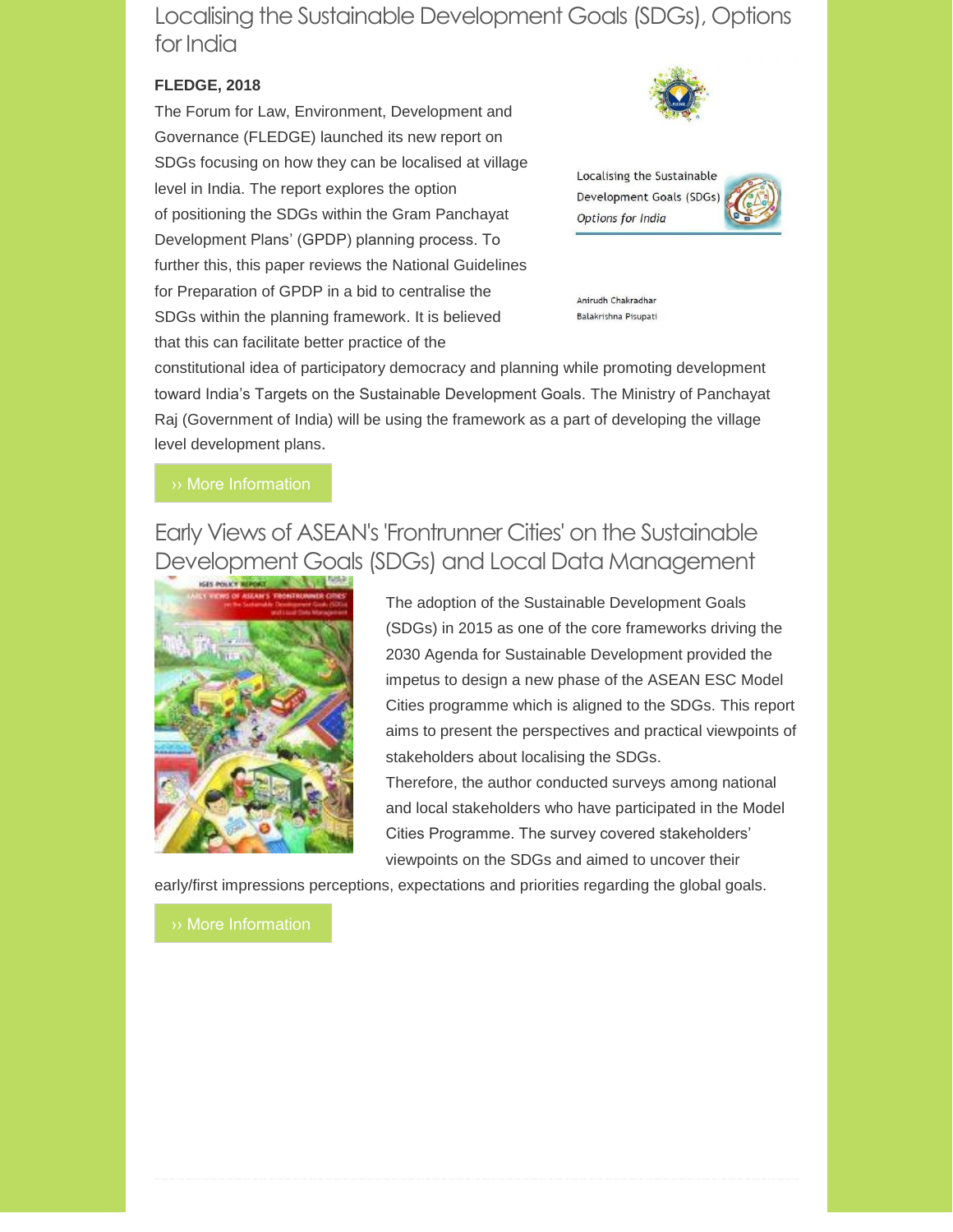## Localising the Sustainable Development Goals (SDGs), Options for India

**FLEDGE, 2018**

The Forum for Law, Environment, Development and Governance (FLEDGE) launched its new report on SDGs focusing on how they can be localised at village level in India. The report explores the option of positioning the SDGs within the Gram Panchayat Development Plans' (GPDP) planning process. To further this, this paper reviews the National Guidelines for Preparation of GPDP in a bid to centralise the SDGs within the planning framework. It is believed that this can facilitate better practice of the constitutional idea of participatory democracy and planning while promoting development toward India's Targets on the Sustainable Development Goals. The Ministry of Panchayat Raj (Government of India) will be using the framework as a part of developing the village level development plans.

›› More Information

## Early Views of ASEAN's 'Frontrunner Cities' on the Sustainable Development Goals (SDGs) and Local Data Management

The adoption of the Sustainable Development Goals (SDGs) in 2015 as one of the core frameworks driving the 2030 Agenda for Sustainable Development provided the impetus to design a new phase of the ASEAN ESC Model Cities programme which is aligned to the SDGs. This report aims to present the perspectives and practical viewpoints of stakeholders about localising the SDGs.

Therefore, the author conducted surveys among national and local stakeholders who have participated in the Model Cities Programme. The survey covered stakeholders' viewpoints on the SDGs and aimed to uncover their early/first impressions perceptions, expectations and priorities regarding the global goals.

›› More Information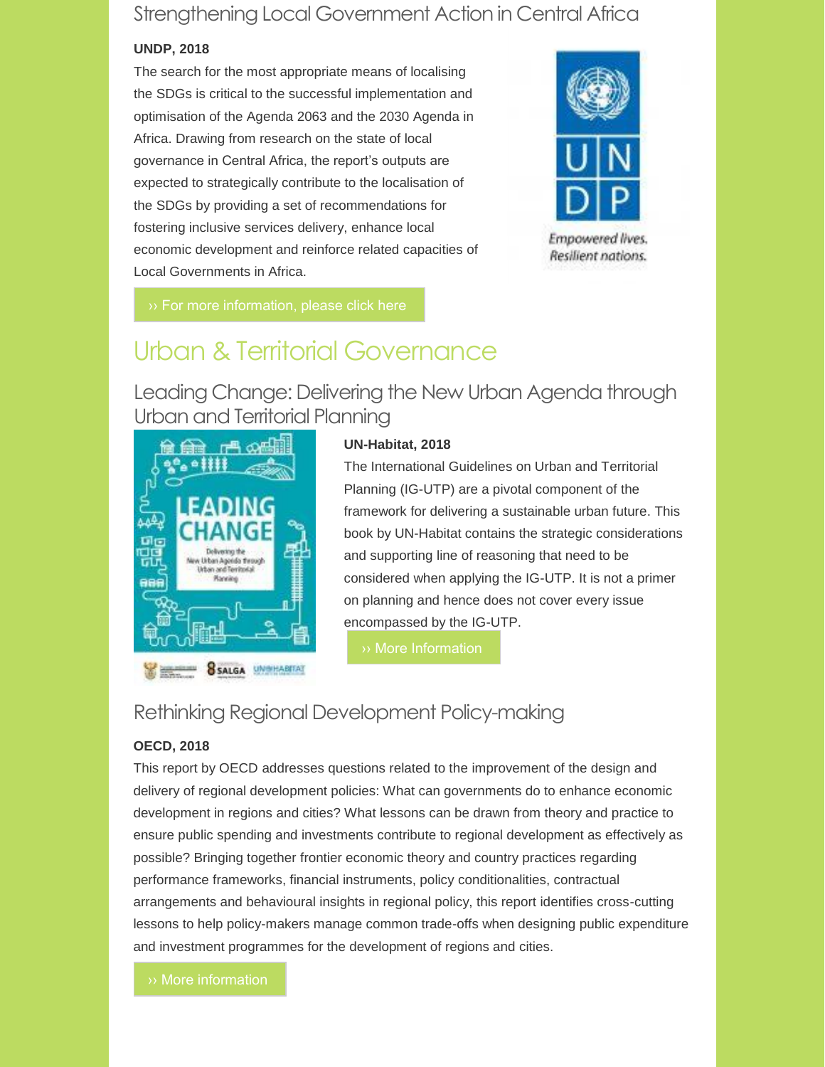### Strengthening Local Government Action in Central Africa

**UNDP, 2018**

The search for the most appropriate means of localising the SDGs is critical to the successful implementation and optimisation of the Agenda 2063 and the 2030 Agenda in Africa. Drawing from research on the state of local governance in Central Africa, the report's outputs are expected to strategically contribute to the localisation of the SDGs by providing a set of recommendations for fostering inclusive services delivery, enhance local economic development and reinforce related capacities of Local Governments in Africa.

›› For more information, please click here

## Urban & Territorial Governance

### Leading Change: Delivering the New Urban Agenda through Urban and Territorial Planning

**UN-Habitat, 2018**

The International Guidelines on Urban and Territorial Planning (IG-UTP) are a pivotal component of the framework for delivering a sustainable urban future. This book by UN-Habitat contains the strategic considerations and supporting line of reasoning that need to be considered when applying the IG-UTP. It is not a primer on planning and hence does not cover every issue encompassed by the IG-UTP.

›› More Information

### Rethinking Regional Development Policy-making

**OECD, 2018**

This report by OECD addresses questions related to the improvement of the design and delivery of regional development policies: What can governments do to enhance economic development in regions and cities? What lessons can be drawn from theory and practice to ensure public spending and investments contribute to regional development as effectively as possible? Bringing together frontier economic theory and country practices regarding performance frameworks, financial instruments, policy conditionalities, contractual arrangements and behavioural insights in regional policy, this report identifies cross-cutting lessons to help policy-makers manage common trade-offs when designing public expenditure and investment programmes for the development of regions and cities.

›› More information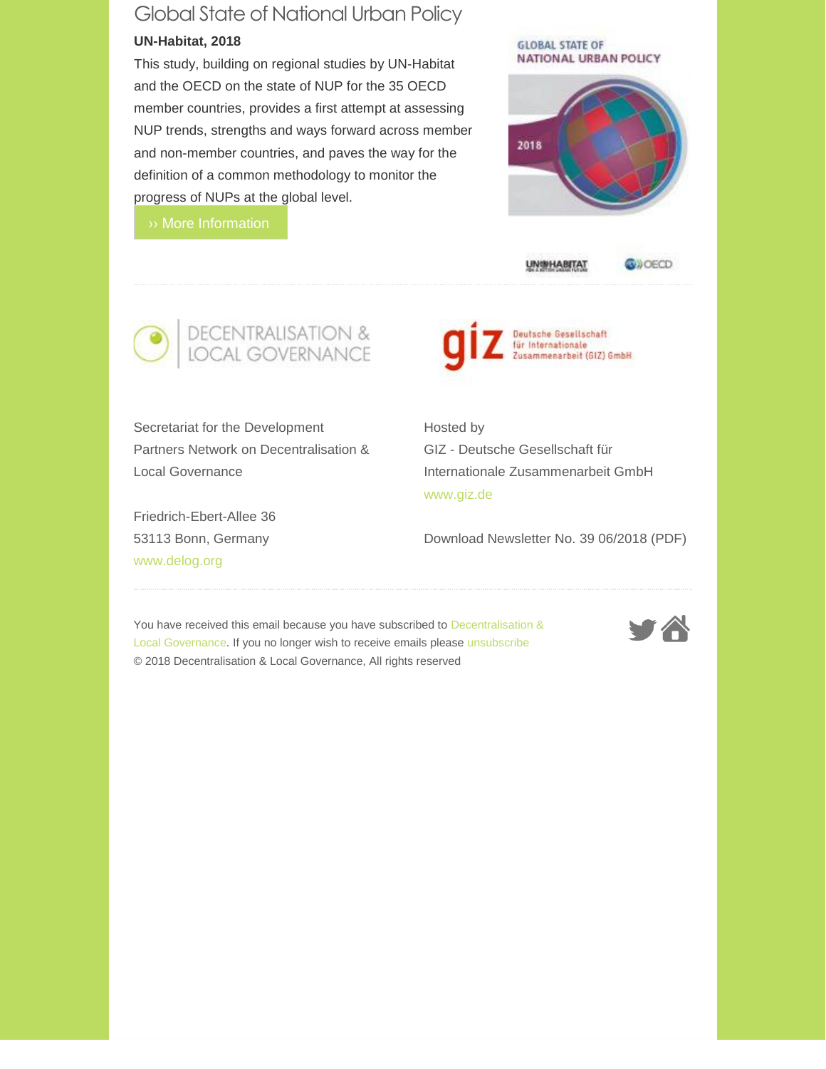## Global State of National Urban Policy

**UN-Habitat, 2018**

This study, building on regional studies by UN-Habitat and the OECD on the state of NUP for the 35 OECD member countries, provides a first attempt at assessing NUP trends, strengths and ways forward across member and non-member countries, and paves the way for the definition of a common methodology to monitor the progress of NUPs at the global level.

›› More Information

---

Secretariat for the Development Partners Network on Decentralisation & Local Governance

Friedrich-Ebert-Allee 36
53113 Bonn, Germany
www.delog.org

Hosted by
GIZ - Deutsche Gesellschaft für Internationale Zusammenarbeit GmbH
www.giz.de

Download Newsletter No. 39 06/2018 (PDF)

---

You have received this email because you have subscribed to Decentralisation & Local Governance. If you no longer wish to receive emails please unsubscribe

© 2018 Decentralisation & Local Governance, All rights reserved